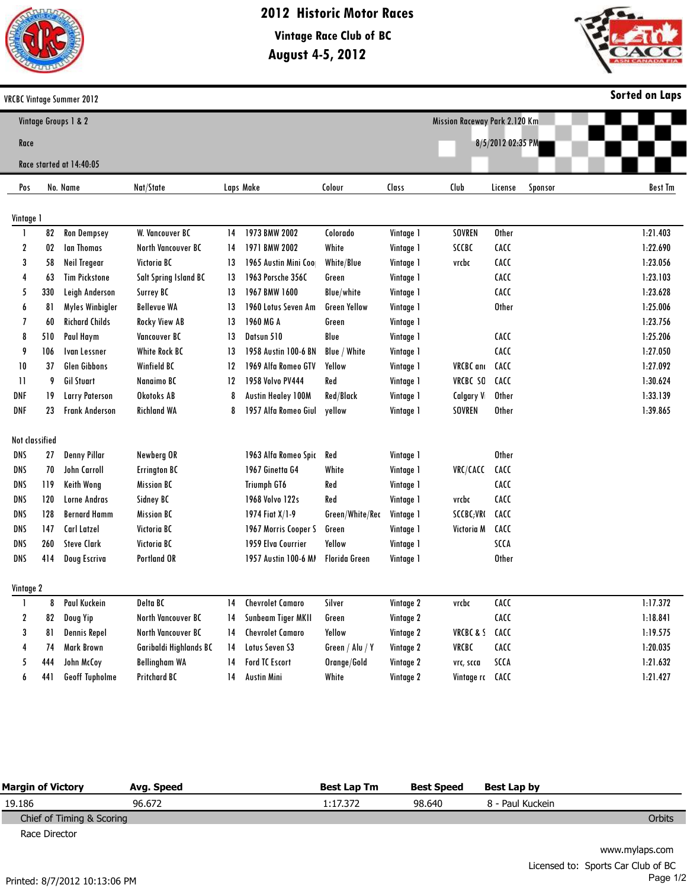# 2012 Historic Motor Races

## Vintage Race Club of BC

## August 4-5, 2012

VRCBC Vintage Summer 2012

**Sorted on Laps**

Vintage Groups 1 & 2

Race

Race started at 14:40:05

Mission Raceway Park 2.120 Km

8/5/2012 02:35 PM

| Pos | No. | Name | Nat/State | Laps | Make | Colour | Class | Club | License | Sponsor | Best Tm |
|---|---|---|---|---|---|---|---|---|---|---|---|
| **Vintage 1** | | | | | | | | | | | |
| 1 | 82 | Ron Dempsey | W. Vancouver BC | 14 | 1973 BMW 2002 | Colorado | Vintage 1 | SOVREN | Other | | 1:21.403 |
| 2 | 02 | Ian Thomas | North Vancouver BC | 14 | 1971 BMW 2002 | White | Vintage 1 | SCCBC | CACC | | 1:22.690 |
| 3 | 58 | Neil Tregear | Victoria BC | 13 | 1965 Austin Mini Coo | White/Blue | Vintage 1 | vrcbc | CACC | | 1:23.056 |
| 4 | 63 | Tim Pickstone | Salt Spring Island BC | 13 | 1963 Porsche 356C | Green | Vintage 1 | | CACC | | 1:23.103 |
| 5 | 330 | Leigh Anderson | Surrey BC | 13 | 1967 BMW 1600 | Blue/white | Vintage 1 | | CACC | | 1:23.628 |
| 6 | 81 | Myles Winbigler | Bellevue WA | 13 | 1960 Lotus Seven Am | Green Yellow | Vintage 1 | | Other | | 1:25.006 |
| 7 | 60 | Richard Childs | Rocky View AB | 13 | 1960 MG A | Green | Vintage 1 | | | | 1:23.756 |
| 8 | 510 | Paul Haym | Vancouver BC | 13 | Datsun 510 | Blue | Vintage 1 | | CACC | | 1:25.206 |
| 9 | 106 | Ivan Lessner | White Rock BC | 13 | 1958 Austin 100-6 BN | Blue / White | Vintage 1 | | CACC | | 1:27.050 |
| 10 | 37 | Glen Gibbons | Winfield BC | 12 | 1969 Alfa Romeo GTV | Yellow | Vintage 1 | VRCBC an | CACC | | 1:27.092 |
| 11 | 9 | Gil Stuart | Nanaimo BC | 12 | 1958 Volvo PV444 | Red | Vintage 1 | VRCBC SO | CACC | | 1:30.624 |
| DNF | 19 | Larry Paterson | Okotoks AB | 8 | Austin Healey 100M | Red/Black | Vintage 1 | Calgary V | Other | | 1:33.139 |
| DNF | 23 | Frank Anderson | Richland WA | 8 | 1957 Alfa Romeo Giul | yellow | Vintage 1 | SOVREN | Other | | 1:39.865 |
| **Not classified** | | | | | | | | | | | |
| DNS | 27 | Denny Pillar | Newberg OR | | 1963 Alfa Romeo Spic | Red | Vintage 1 | | Other | | |
| DNS | 70 | John Carroll | Errington BC | | 1967 Ginetta G4 | White | Vintage 1 | VRC/CACC | CACC | | |
| DNS | 119 | Keith Wong | Mission BC | | Triumph GT6 | Red | Vintage 1 | | CACC | | |
| DNS | 120 | Lorne Andras | Sidney BC | | 1968 Volvo 122s | Red | Vintage 1 | vrcbc | CACC | | |
| DNS | 128 | Bernard Hamm | Mission BC | | 1974 Fiat X/1-9 | Green/White/Rec | Vintage 1 | SCCBC;VR( | CACC | | |
| DNS | 147 | Carl Latzel | Victoria BC | | 1967 Morris Cooper S | Green | Vintage 1 | Victoria M | CACC | | |
| DNS | 260 | Steve Clark | Victoria BC | | 1959 Elva Courrier | Yellow | Vintage 1 | | SCCA | | |
| DNS | 414 | Doug Escriva | Portland OR | | 1957 Austin 100-6 MI | Florida Green | Vintage 1 | | Other | | |
| **Vintage 2** | | | | | | | | | | | |
| 1 | 8 | Paul Kuckein | Delta BC | 14 | Chevrolet Camaro | Silver | Vintage 2 | vrcbc | CACC | | 1:17.372 |
| 2 | 82 | Doug Yip | North Vancouver BC | 14 | Sunbeam Tiger MKII | Green | Vintage 2 | | CACC | | 1:18.841 |
| 3 | 81 | Dennis Repel | North Vancouver BC | 14 | Chevrolet Camaro | Yellow | Vintage 2 | VRCBC & S | CACC | | 1:19.575 |
| 4 | 74 | Mark Brown | Garibaldi Highlands BC | 14 | Lotus Seven S3 | Green / Alu / Y | Vintage 2 | VRCBC | CACC | | 1:20.035 |
| 5 | 444 | John McCoy | Bellingham WA | 14 | Ford TC Escort | Orange/Gold | Vintage 2 | vrc, scca | SCCA | | 1:21.632 |
| 6 | 441 | Geoff Tupholme | Pritchard BC | 14 | Austin Mini | White | Vintage 2 | Vintage rc | CACC | | 1:21.427 |

| Margin of Victory | Avg. Speed | Best Lap Tm | Best Speed | Best Lap by |
|---|---|---|---|---|
| 19.186 | 96.672 | 1:17.372 | 98.640 | 8 - Paul Kuckein |

Chief of Timing & Scoring — Orbits

Race Director

www.mylaps.com

Licensed to: Sports Car Club of BC

Printed: 8/7/2012 10:13:06 PM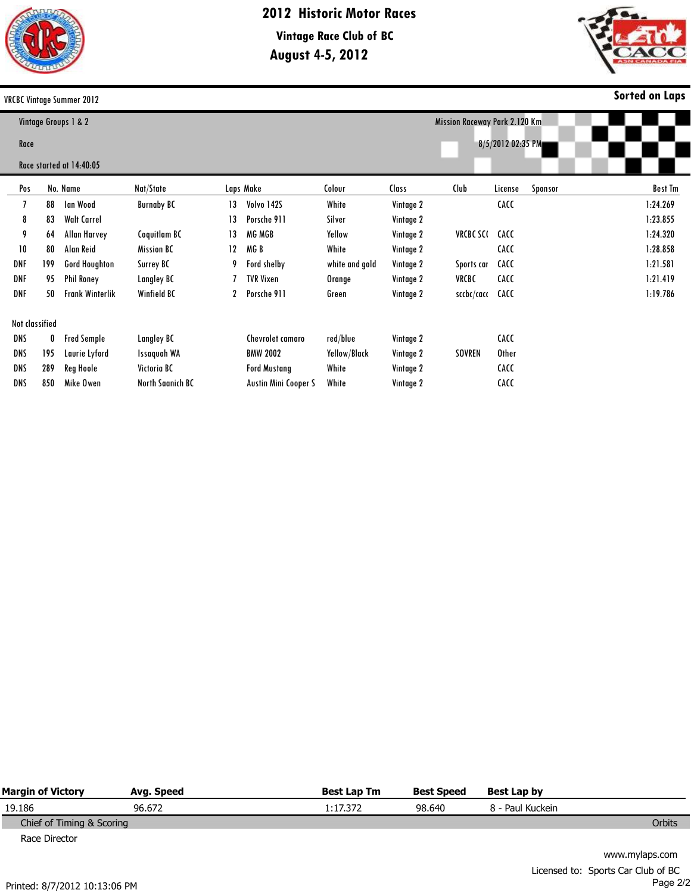# 2012 Historic Motor Races

## Vintage Race Club of BC

## August 4-5, 2012

VRCBC Vintage Summer 2012

**Sorted on Laps**

Vintage Groups 1 & 2

Race

Race started at 14:40:05

Mission Raceway Park 2.120 Km

8/5/2012 02:35 PM

| Pos | No. | Name | Nat/State | Laps | Make | Colour | Class | Club | License | Sponsor | Best Tm |
|---|---|---|---|---|---|---|---|---|---|---|---|
| 7 | 88 | Ian Wood | Burnaby BC | 13 | Volvo 142S | White | Vintage 2 | | CACC | | 1:24.269 |
| 8 | 83 | Walt Carrel | | 13 | Porsche 911 | Silver | Vintage 2 | | | | 1:23.855 |
| 9 | 64 | Allan Harvey | Coquitlam BC | 13 | MG MGB | Yellow | Vintage 2 | VRCBC SC( | CACC | | 1:24.320 |
| 10 | 80 | Alan Reid | Mission BC | 12 | MG B | White | Vintage 2 | | CACC | | 1:28.858 |
| DNF | 199 | Gord Houghton | Surrey BC | 9 | Ford shelby | white and gold | Vintage 2 | Sports car | CACC | | 1:21.581 |
| DNF | 95 | Phil Roney | Langley BC | 7 | TVR Vixen | Orange | Vintage 2 | VRCBC | CACC | | 1:21.419 |
| DNF | 50 | Frank Winterlik | Winfield BC | 2 | Porsche 911 | Green | Vintage 2 | sccbc/cacc | CACC | | 1:19.786 |
| Not classified | | | | | | | | | | | |
| DNS | 0 | Fred Semple | Langley BC | | Chevrolet camaro | red/blue | Vintage 2 | | CACC | | |
| DNS | 195 | Laurie Lyford | Issaquah WA | | BMW 2002 | Yellow/Black | Vintage 2 | SOVREN | Other | | |
| DNS | 289 | Reg Hoole | Victoria BC | | Ford Mustang | White | Vintage 2 | | CACC | | |
| DNS | 850 | Mike Owen | North Saanich BC | | Austin Mini Cooper S | White | Vintage 2 | | CACC | | |

| Margin of Victory | Avg. Speed | Best Lap Tm | Best Speed | Best Lap by |
|---|---|---|---|---|
| 19.186 | 96.672 | 1:17.372 | 98.640 | 8 - Paul Kuckein |

Chief of Timing & Scoring — Orbits

Race Director

www.mylaps.com

Licensed to: Sports Car Club of BC

Printed: 8/7/2012 10:13:06 PM